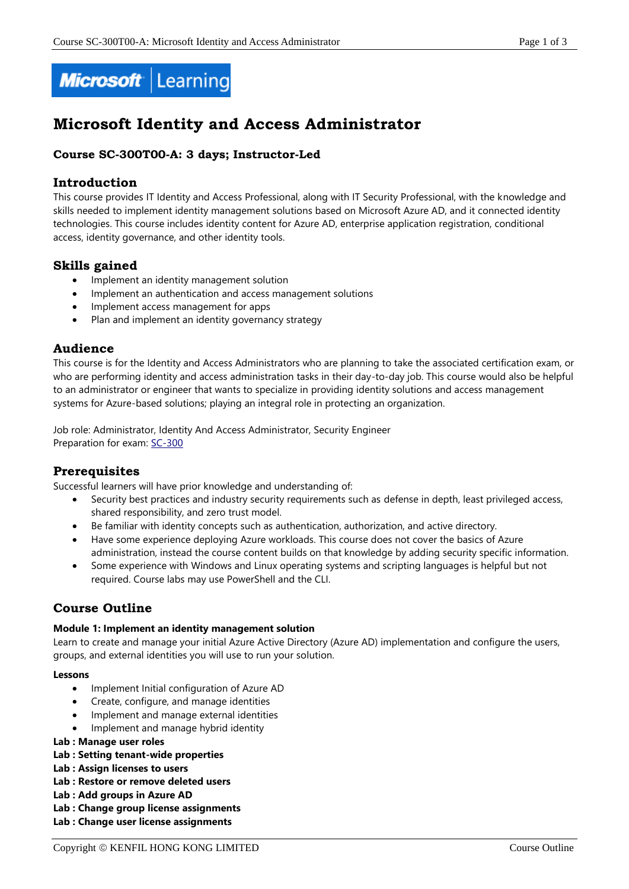# Microsoft Identity and Access Administrator

### Course SC-300T00-A: 3 days; Instructor-Led

## Introduction

This course provides IT Identity and Access Professional, along with IT Security Professional, with the knowledge and skills needed to implement identity management solutions based on Microsoft Azure AD, and it connected identity technologies. This course includes identity content for Azure AD, enterprise application registration, conditional access, identity governance, and other identity tools.

## Skills gained

- Implement an identity management solution
- Implement an authentication and access management solutions
- Implement access management for apps
- Plan and implement an identity governancy strategy

## Audience

This course is for the Identity and Access Administrators who are planning to take the associated certification exam, or who are performing identity and access administration tasks in their day-to-day job. This course would also be helpful to an administrator or engineer that wants to specialize in providing identity solutions and access management systems for Azure-based solutions; playing an integral role in protecting an organization.

Job role: Administrator, Identity And Access Administrator, Security Engineer
Preparation for exam: SC-300

## Prerequisites

Successful learners will have prior knowledge and understanding of:

- Security best practices and industry security requirements such as defense in depth, least privileged access, shared responsibility, and zero trust model.
- Be familiar with identity concepts such as authentication, authorization, and active directory.
- Have some experience deploying Azure workloads. This course does not cover the basics of Azure administration, instead the course content builds on that knowledge by adding security specific information.
- Some experience with Windows and Linux operating systems and scripting languages is helpful but not required. Course labs may use PowerShell and the CLI.

## Course Outline

**Module 1: Implement an identity management solution**

Learn to create and manage your initial Azure Active Directory (Azure AD) implementation and configure the users, groups, and external identities you will use to run your solution.

**Lessons**

- Implement Initial configuration of Azure AD
- Create, configure, and manage identities
- Implement and manage external identities
- Implement and manage hybrid identity

**Lab : Manage user roles**
**Lab : Setting tenant-wide properties**
**Lab : Assign licenses to users**
**Lab : Restore or remove deleted users**
**Lab : Add groups in Azure AD**
**Lab : Change group license assignments**
**Lab : Change user license assignments**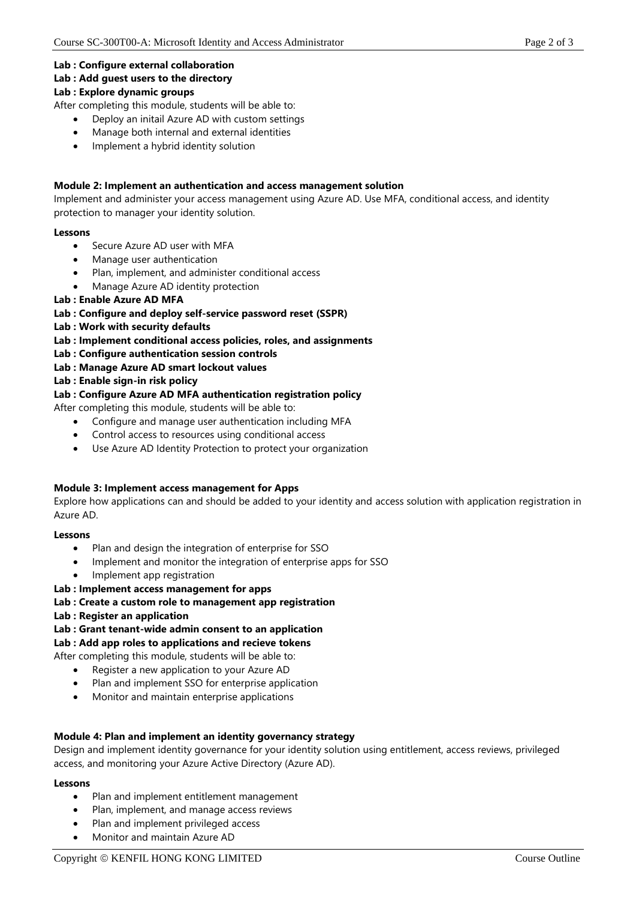**Lab : Configure external collaboration**
**Lab : Add guest users to the directory**
**Lab : Explore dynamic groups**

After completing this module, students will be able to:

- Deploy an initail Azure AD with custom settings
- Manage both internal and external identities
- Implement a hybrid identity solution

**Module 2: Implement an authentication and access management solution**

Implement and administer your access management using Azure AD. Use MFA, conditional access, and identity protection to manager your identity solution.

**Lessons**

- Secure Azure AD user with MFA
- Manage user authentication
- Plan, implement, and administer conditional access
- Manage Azure AD identity protection

**Lab : Enable Azure AD MFA**
**Lab : Configure and deploy self-service password reset (SSPR)**
**Lab : Work with security defaults**
**Lab : Implement conditional access policies, roles, and assignments**
**Lab : Configure authentication session controls**
**Lab : Manage Azure AD smart lockout values**
**Lab : Enable sign-in risk policy**
**Lab : Configure Azure AD MFA authentication registration policy**

After completing this module, students will be able to:

- Configure and manage user authentication including MFA
- Control access to resources using conditional access
- Use Azure AD Identity Protection to protect your organization

**Module 3: Implement access management for Apps**

Explore how applications can and should be added to your identity and access solution with application registration in Azure AD.

**Lessons**

- Plan and design the integration of enterprise for SSO
- Implement and monitor the integration of enterprise apps for SSO
- Implement app registration

**Lab : Implement access management for apps**
**Lab : Create a custom role to management app registration**
**Lab : Register an application**
**Lab : Grant tenant-wide admin consent to an application**
**Lab : Add app roles to applications and recieve tokens**

After completing this module, students will be able to:

- Register a new application to your Azure AD
- Plan and implement SSO for enterprise application
- Monitor and maintain enterprise applications

**Module 4: Plan and implement an identity governancy strategy**

Design and implement identity governance for your identity solution using entitlement, access reviews, privileged access, and monitoring your Azure Active Directory (Azure AD).

**Lessons**

- Plan and implement entitlement management
- Plan, implement, and manage access reviews
- Plan and implement privileged access
- Monitor and maintain Azure AD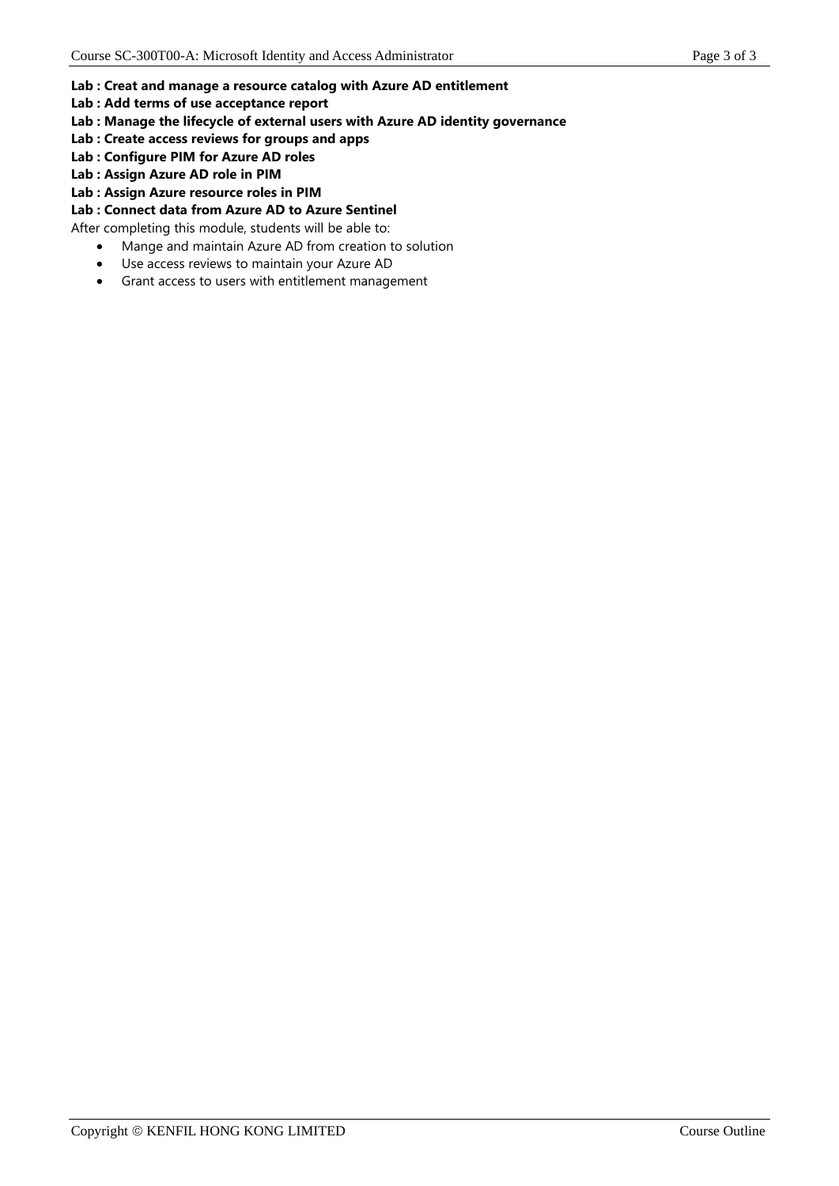**Lab : Creat and manage a resource catalog with Azure AD entitlement**

**Lab : Add terms of use acceptance report**

**Lab : Manage the lifecycle of external users with Azure AD identity governance**

**Lab : Create access reviews for groups and apps**

**Lab : Configure PIM for Azure AD roles**

**Lab : Assign Azure AD role in PIM**

**Lab : Assign Azure resource roles in PIM**

**Lab : Connect data from Azure AD to Azure Sentinel**

After completing this module, students will be able to:

- Mange and maintain Azure AD from creation to solution
- Use access reviews to maintain your Azure AD
- Grant access to users with entitlement management